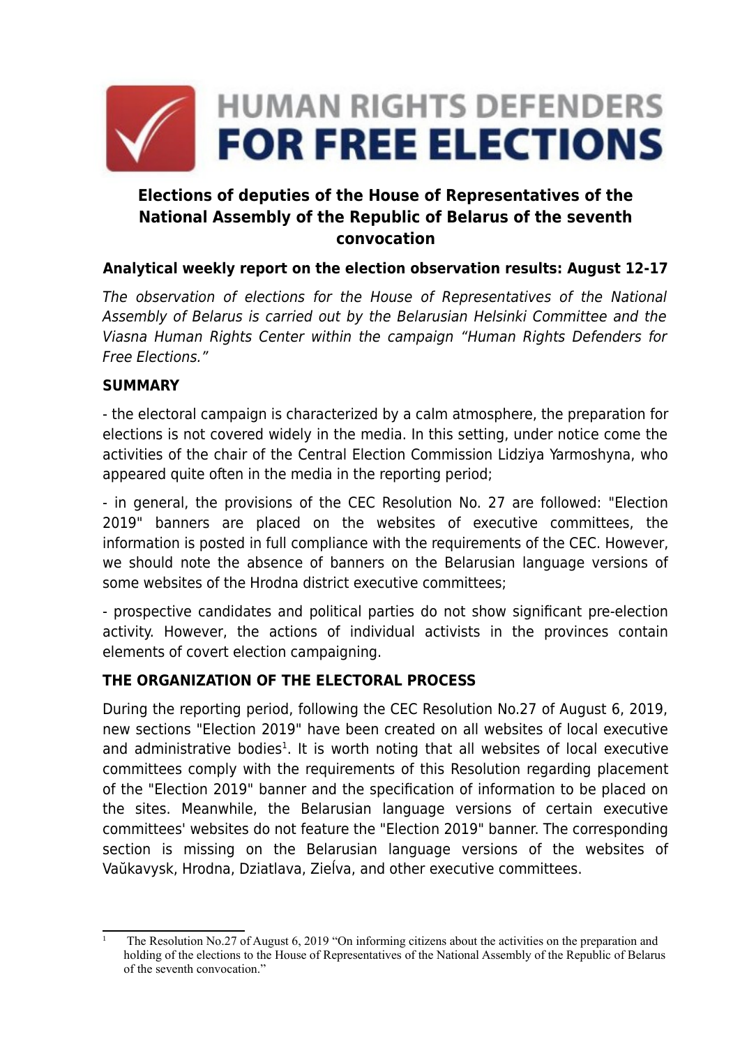# HUMAN RIGHTS DEFENDERS FOR FREE ELECTIONS

## Elections of deputies of the House of Representatives of the National Assembly of the Republic of Belarus of the seventh convocation

### Analytical weekly report on the election observation results: August 12-17

*The observation of elections for the House of Representatives of the National Assembly of Belarus is carried out by the Belarusian Helsinki Committee and the Viasna Human Rights Center within the campaign "Human Rights Defenders for Free Elections."*

### SUMMARY

- the electoral campaign is characterized by a calm atmosphere, the preparation for elections is not covered widely in the media. In this setting, under notice come the activities of the chair of the Central Election Commission Lidziya Yarmoshyna, who appeared quite often in the media in the reporting period;

- in general, the provisions of the CEC Resolution No. 27 are followed: "Election 2019" banners are placed on the websites of executive committees, the information is posted in full compliance with the requirements of the CEC. However, we should note the absence of banners on the Belarusian language versions of some websites of the Hrodna district executive committees;

- prospective candidates and political parties do not show significant pre-election activity. However, the actions of individual activists in the provinces contain elements of covert election campaigning.

### THE ORGANIZATION OF THE ELECTORAL PROCESS

During the reporting period, following the CEC Resolution No.27 of August 6, 2019, new sections "Election 2019" have been created on all websites of local executive and administrative bodies[1]. It is worth noting that all websites of local executive committees comply with the requirements of this Resolution regarding placement of the "Election 2019" banner and the specification of information to be placed on the sites. Meanwhile, the Belarusian language versions of certain executive committees' websites do not feature the "Election 2019" banner. The corresponding section is missing on the Belarusian language versions of the websites of Vaŭkavysk, Hrodna, Dziatlava, Zieĺva, and other executive committees.

---

[1] The Resolution No.27 of August 6, 2019 "On informing citizens about the activities on the preparation and holding of the elections to the House of Representatives of the National Assembly of the Republic of Belarus of the seventh convocation."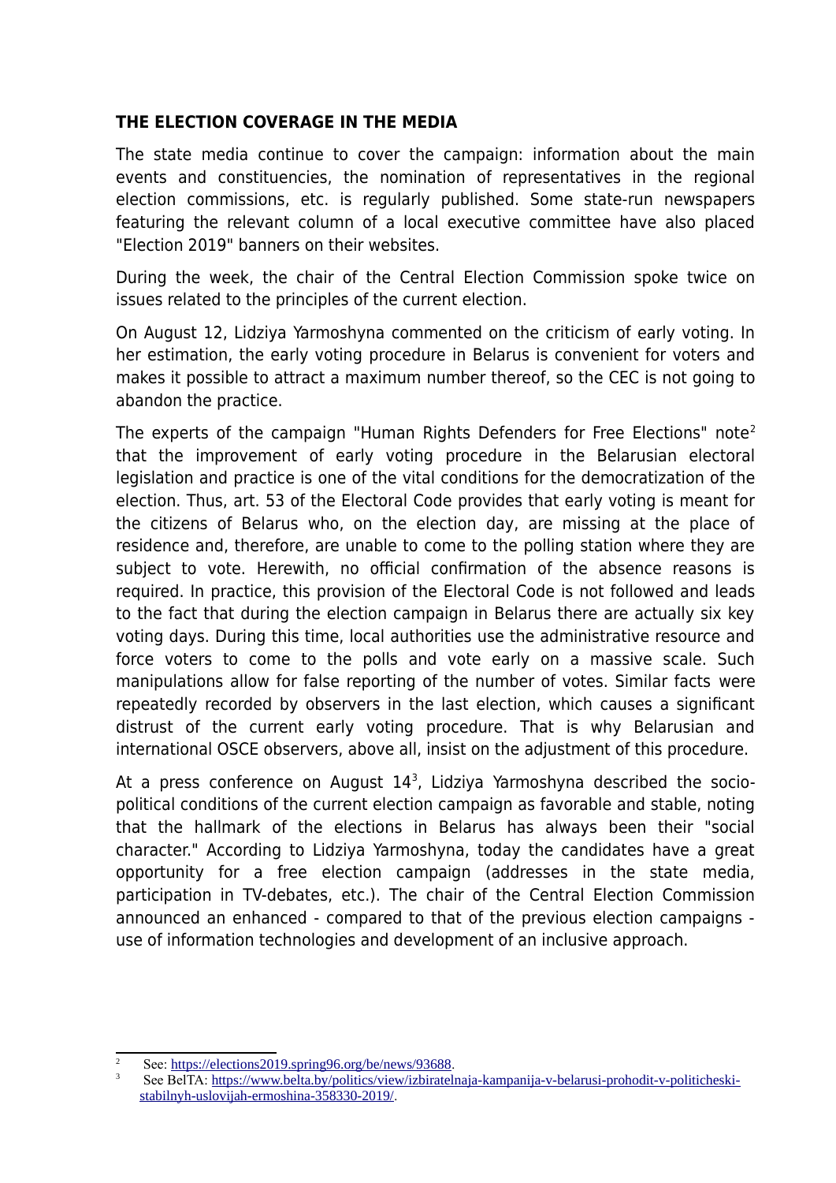**THE ELECTION COVERAGE IN THE MEDIA**

The state media continue to cover the campaign: information about the main events and constituencies, the nomination of representatives in the regional election commissions, etc. is regularly published. Some state-run newspapers featuring the relevant column of a local executive committee have also placed "Election 2019" banners on their websites.

During the week, the chair of the Central Election Commission spoke twice on issues related to the principles of the current election.

On August 12, Lidziya Yarmoshyna commented on the criticism of early voting. In her estimation, the early voting procedure in Belarus is convenient for voters and makes it possible to attract a maximum number thereof, so the CEC is not going to abandon the practice.

The experts of the campaign "Human Rights Defenders for Free Elections" note[2] that the improvement of early voting procedure in the Belarusian electoral legislation and practice is one of the vital conditions for the democratization of the election. Thus, art. 53 of the Electoral Code provides that early voting is meant for the citizens of Belarus who, on the election day, are missing at the place of residence and, therefore, are unable to come to the polling station where they are subject to vote. Herewith, no official confirmation of the absence reasons is required. In practice, this provision of the Electoral Code is not followed and leads to the fact that during the election campaign in Belarus there are actually six key voting days. During this time, local authorities use the administrative resource and force voters to come to the polls and vote early on a massive scale. Such manipulations allow for false reporting of the number of votes. Similar facts were repeatedly recorded by observers in the last election, which causes a significant distrust of the current early voting procedure. That is why Belarusian and international OSCE observers, above all, insist on the adjustment of this procedure.

At a press conference on August 14[3], Lidziya Yarmoshyna described the socio-political conditions of the current election campaign as favorable and stable, noting that the hallmark of the elections in Belarus has always been their "social character." According to Lidziya Yarmoshyna, today the candidates have a great opportunity for a free election campaign (addresses in the state media, participation in TV-debates, etc.). The chair of the Central Election Commission announced an enhanced - compared to that of the previous election campaigns - use of information technologies and development of an inclusive approach.

---

[2] See: https://elections2019.spring96.org/be/news/93688.

[3] See BelTA: https://www.belta.by/politics/view/izbiratelnaja-kampanija-v-belarusi-prohodit-v-politicheski-stabilnyh-uslovijah-ermoshina-358330-2019/.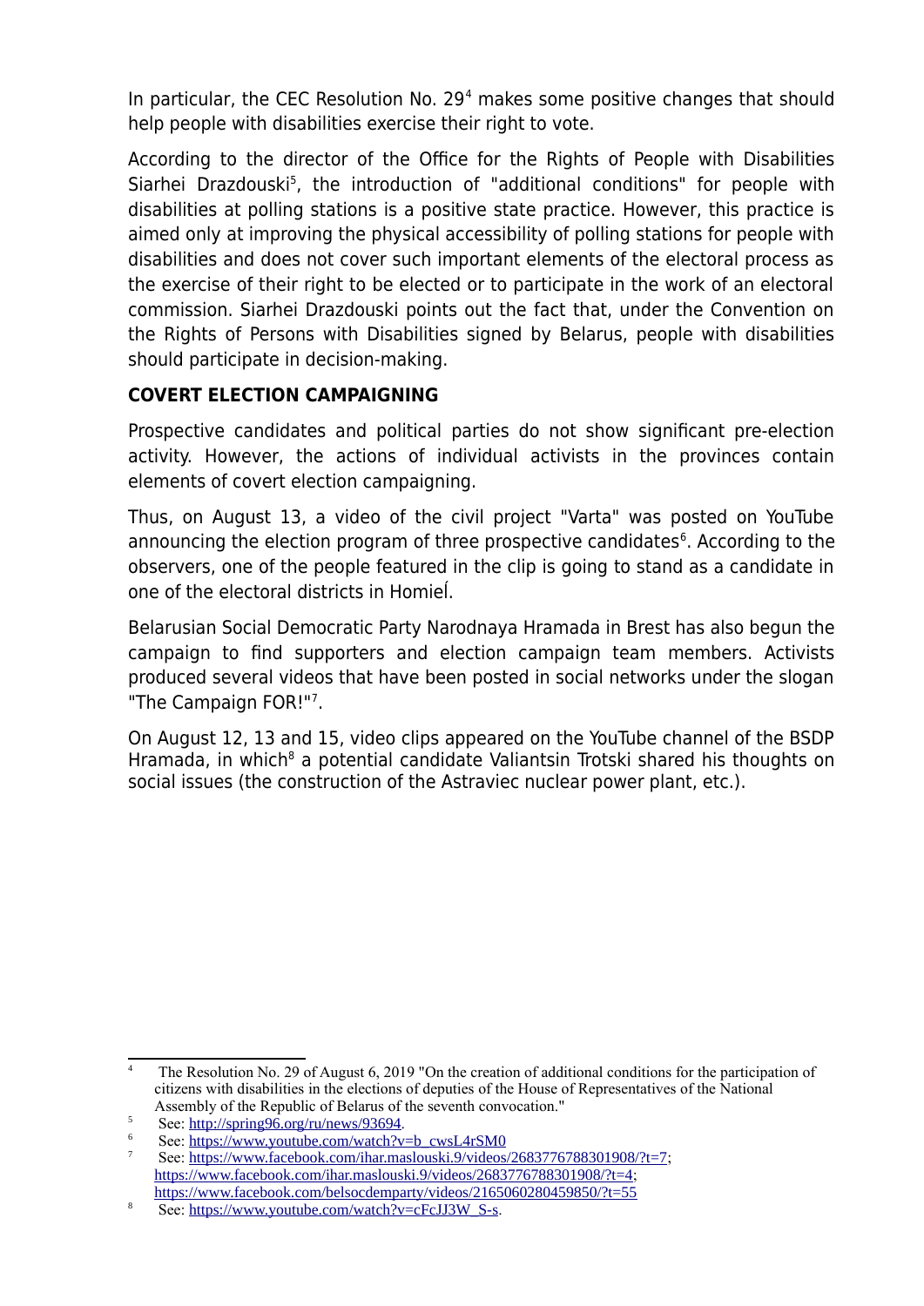In particular, the CEC Resolution No. 29[4] makes some positive changes that should help people with disabilities exercise their right to vote.

According to the director of the Office for the Rights of People with Disabilities Siarhei Drazdouski[5], the introduction of "additional conditions" for people with disabilities at polling stations is a positive state practice. However, this practice is aimed only at improving the physical accessibility of polling stations for people with disabilities and does not cover such important elements of the electoral process as the exercise of their right to be elected or to participate in the work of an electoral commission. Siarhei Drazdouski points out the fact that, under the Convention on the Rights of Persons with Disabilities signed by Belarus, people with disabilities should participate in decision-making.

## COVERT ELECTION CAMPAIGNING

Prospective candidates and political parties do not show significant pre-election activity. However, the actions of individual activists in the provinces contain elements of covert election campaigning.

Thus, on August 13, a video of the civil project "Varta" was posted on YouTube announcing the election program of three prospective candidates[6]. According to the observers, one of the people featured in the clip is going to stand as a candidate in one of the electoral districts in Homieĺ.

Belarusian Social Democratic Party Narodnaya Hramada in Brest has also begun the campaign to find supporters and election campaign team members. Activists produced several videos that have been posted in social networks under the slogan "The Campaign FOR!"[7].

On August 12, 13 and 15, video clips appeared on the YouTube channel of the BSDP Hramada, in which[8] a potential candidate Valiantsin Trotski shared his thoughts on social issues (the construction of the Astraviec nuclear power plant, etc.).

---

4 The Resolution No. 29 of August 6, 2019 "On the creation of additional conditions for the participation of citizens with disabilities in the elections of deputies of the House of Representatives of the National Assembly of the Republic of Belarus of the seventh convocation."

5 See: http://spring96.org/ru/news/93694.

6 See: https://www.youtube.com/watch?v=b_cwsL4rSM0

7 See: https://www.facebook.com/ihar.maslouski.9/videos/2683776788301908/?t=7; https://www.facebook.com/ihar.maslouski.9/videos/2683776788301908/?t=4; https://www.facebook.com/belsocdemparty/videos/2165060280459850/?t=55

8 See: https://www.youtube.com/watch?v=cFcJJ3W_S-s.